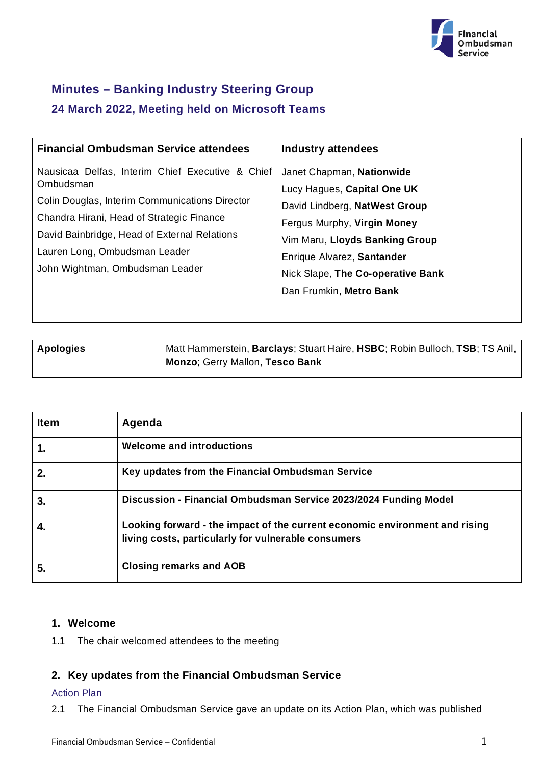# Minutes – Banking Industry Steering Group

## 24 March 2022, Meeting held on Microsoft Teams

| Financial Ombudsman Service attendees | Industry attendees |
|---|---|
| Nausicaa Delfas, Interim Chief Executive & Chief Ombudsman<br>Colin Douglas, Interim Communications Director<br>Chandra Hirani, Head of Strategic Finance<br>David Bainbridge, Head of External Relations<br>Lauren Long, Ombudsman Leader<br>John Wightman, Ombudsman Leader | Janet Chapman, **Nationwide**<br>Lucy Hagues, **Capital One UK**<br>David Lindberg, **NatWest Group**<br>Fergus Murphy, **Virgin Money**<br>Vim Maru, **Lloyds Banking Group**<br>Enrique Alvarez, **Santander**<br>Nick Slape, **The Co-operative Bank**<br>Dan Frumkin, **Metro Bank** |

| Apologies | Matt Hammerstein, **Barclays**; Stuart Haire, **HSBC**; Robin Bulloch, **TSB**; TS Anil, **Monzo**; Gerry Mallon, **Tesco Bank** |
|---|---|

| Item | Agenda |
|---|---|
| **1.** | **Welcome and introductions** |
| **2.** | **Key updates from the Financial Ombudsman Service** |
| **3.** | **Discussion - Financial Ombudsman Service 2023/2024 Funding Model** |
| **4.** | **Looking forward - the impact of the current economic environment and rising living costs, particularly for vulnerable consumers** |
| **5.** | **Closing remarks and AOB** |

### 1. Welcome

1.1 The chair welcomed attendees to the meeting

### 2. Key updates from the Financial Ombudsman Service

Action Plan

2.1 The Financial Ombudsman Service gave an update on its Action Plan, which was published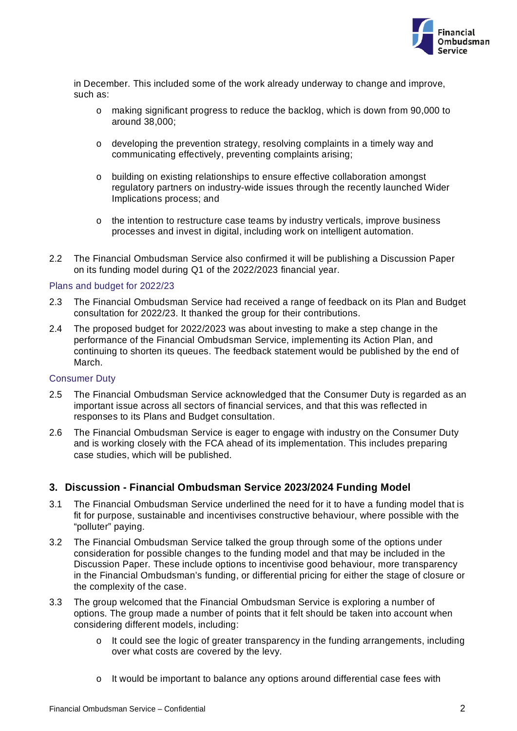in December. This included some of the work already underway to change and improve, such as:

- making significant progress to reduce the backlog, which is down from 90,000 to around 38,000;
- developing the prevention strategy, resolving complaints in a timely way and communicating effectively, preventing complaints arising;
- building on existing relationships to ensure effective collaboration amongst regulatory partners on industry-wide issues through the recently launched Wider Implications process; and
- the intention to restructure case teams by industry verticals, improve business processes and invest in digital, including work on intelligent automation.

2.2 The Financial Ombudsman Service also confirmed it will be publishing a Discussion Paper on its funding model during Q1 of the 2022/2023 financial year.

### Plans and budget for 2022/23

2.3 The Financial Ombudsman Service had received a range of feedback on its Plan and Budget consultation for 2022/23. It thanked the group for their contributions.

2.4 The proposed budget for 2022/2023 was about investing to make a step change in the performance of the Financial Ombudsman Service, implementing its Action Plan, and continuing to shorten its queues. The feedback statement would be published by the end of March.

### Consumer Duty

2.5 The Financial Ombudsman Service acknowledged that the Consumer Duty is regarded as an important issue across all sectors of financial services, and that this was reflected in responses to its Plans and Budget consultation.

2.6 The Financial Ombudsman Service is eager to engage with industry on the Consumer Duty and is working closely with the FCA ahead of its implementation. This includes preparing case studies, which will be published.

## 3. Discussion - Financial Ombudsman Service 2023/2024 Funding Model

3.1 The Financial Ombudsman Service underlined the need for it to have a funding model that is fit for purpose, sustainable and incentivises constructive behaviour, where possible with the "polluter" paying.

3.2 The Financial Ombudsman Service talked the group through some of the options under consideration for possible changes to the funding model and that may be included in the Discussion Paper. These include options to incentivise good behaviour, more transparency in the Financial Ombudsman's funding, or differential pricing for either the stage of closure or the complexity of the case.

3.3 The group welcomed that the Financial Ombudsman Service is exploring a number of options. The group made a number of points that it felt should be taken into account when considering different models, including:

- It could see the logic of greater transparency in the funding arrangements, including over what costs are covered by the levy.
- It would be important to balance any options around differential case fees with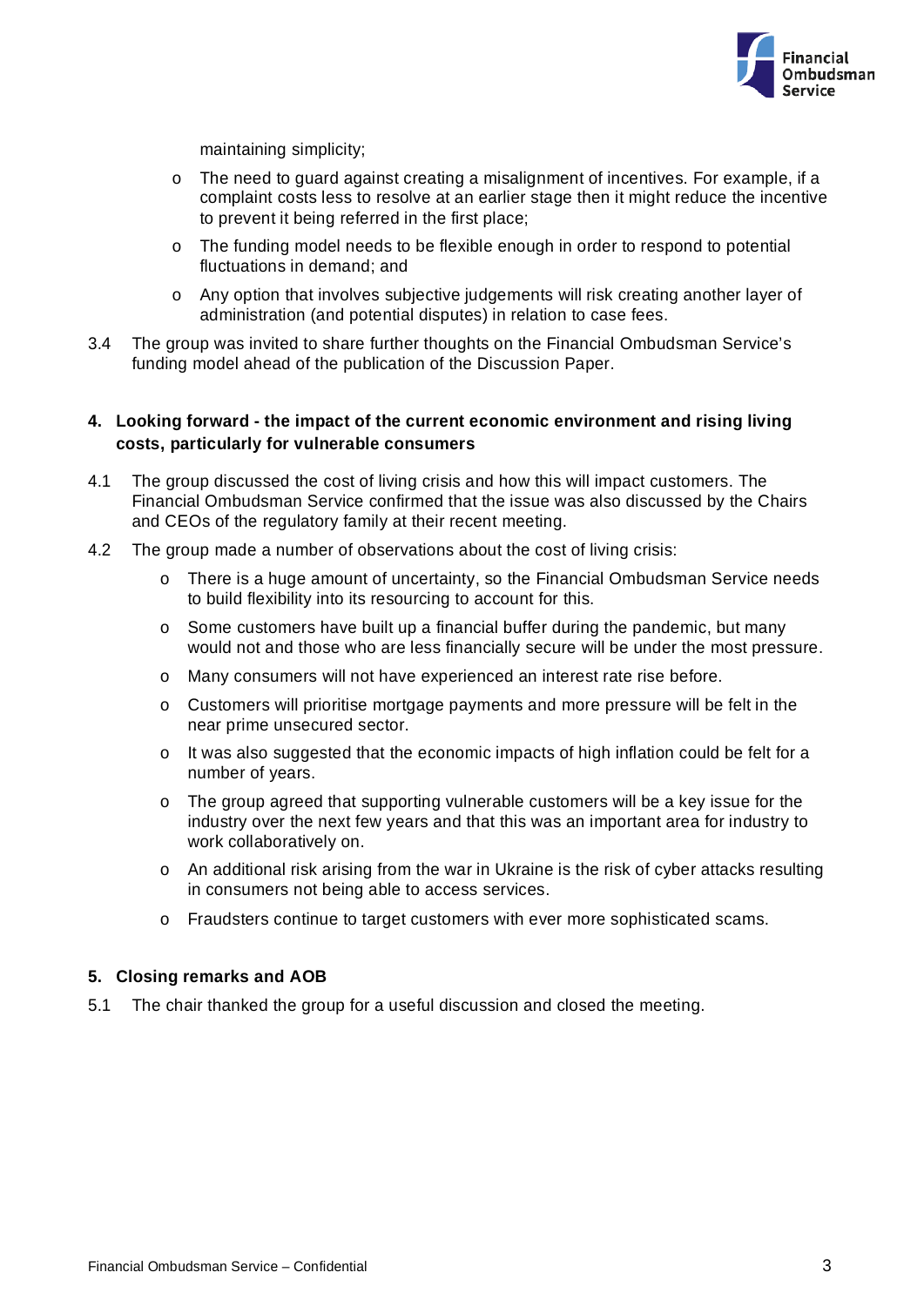maintaining simplicity;

- The need to guard against creating a misalignment of incentives. For example, if a complaint costs less to resolve at an earlier stage then it might reduce the incentive to prevent it being referred in the first place;
- The funding model needs to be flexible enough in order to respond to potential fluctuations in demand; and
- Any option that involves subjective judgements will risk creating another layer of administration (and potential disputes) in relation to case fees.

3.4 The group was invited to share further thoughts on the Financial Ombudsman Service's funding model ahead of the publication of the Discussion Paper.

## 4. Looking forward - the impact of the current economic environment and rising living costs, particularly for vulnerable consumers

4.1 The group discussed the cost of living crisis and how this will impact customers. The Financial Ombudsman Service confirmed that the issue was also discussed by the Chairs and CEOs of the regulatory family at their recent meeting.

4.2 The group made a number of observations about the cost of living crisis:

- There is a huge amount of uncertainty, so the Financial Ombudsman Service needs to build flexibility into its resourcing to account for this.
- Some customers have built up a financial buffer during the pandemic, but many would not and those who are less financially secure will be under the most pressure.
- Many consumers will not have experienced an interest rate rise before.
- Customers will prioritise mortgage payments and more pressure will be felt in the near prime unsecured sector.
- It was also suggested that the economic impacts of high inflation could be felt for a number of years.
- The group agreed that supporting vulnerable customers will be a key issue for the industry over the next few years and that this was an important area for industry to work collaboratively on.
- An additional risk arising from the war in Ukraine is the risk of cyber attacks resulting in consumers not being able to access services.
- Fraudsters continue to target customers with ever more sophisticated scams.

## 5. Closing remarks and AOB

5.1 The chair thanked the group for a useful discussion and closed the meeting.